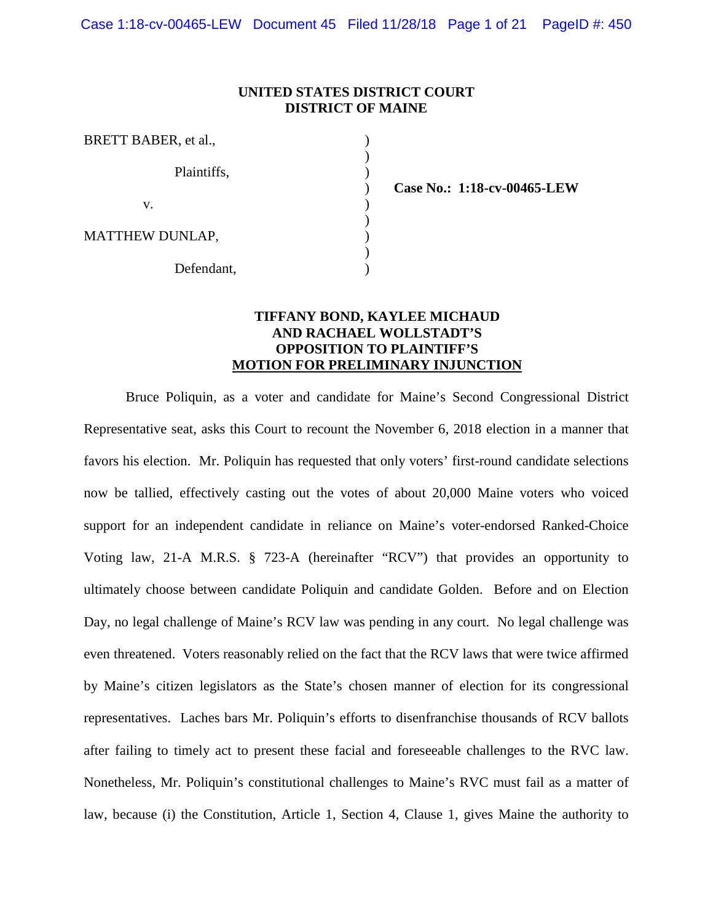**UNITED STATES DISTRICT COURT**
**DISTRICT OF MAINE**

| | | |
|---|---|---|
| BRETT BABER, et al., | ) | |
| | ) | |
| Plaintiffs, | ) | |
| | ) | **Case No.: 1:18-cv-00465-LEW** |
| v. | ) | |
| | ) | |
| MATTHEW DUNLAP, | ) | |
| | ) | |
| Defendant, | ) | |

**TIFFANY BOND, KAYLEE MICHAUD AND RACHAEL WOLLSTADT'S OPPOSITION TO PLAINTIFF'S MOTION FOR PRELIMINARY INJUNCTION**

Bruce Poliquin, as a voter and candidate for Maine's Second Congressional District Representative seat, asks this Court to recount the November 6, 2018 election in a manner that favors his election. Mr. Poliquin has requested that only voters' first-round candidate selections now be tallied, effectively casting out the votes of about 20,000 Maine voters who voiced support for an independent candidate in reliance on Maine's voter-endorsed Ranked-Choice Voting law, 21-A M.R.S. § 723-A (hereinafter "RCV") that provides an opportunity to ultimately choose between candidate Poliquin and candidate Golden. Before and on Election Day, no legal challenge of Maine's RCV law was pending in any court. No legal challenge was even threatened. Voters reasonably relied on the fact that the RCV laws that were twice affirmed by Maine's citizen legislators as the State's chosen manner of election for its congressional representatives. Laches bars Mr. Poliquin's efforts to disenfranchise thousands of RCV ballots after failing to timely act to present these facial and foreseeable challenges to the RVC law. Nonetheless, Mr. Poliquin's constitutional challenges to Maine's RVC must fail as a matter of law, because (i) the Constitution, Article 1, Section 4, Clause 1, gives Maine the authority to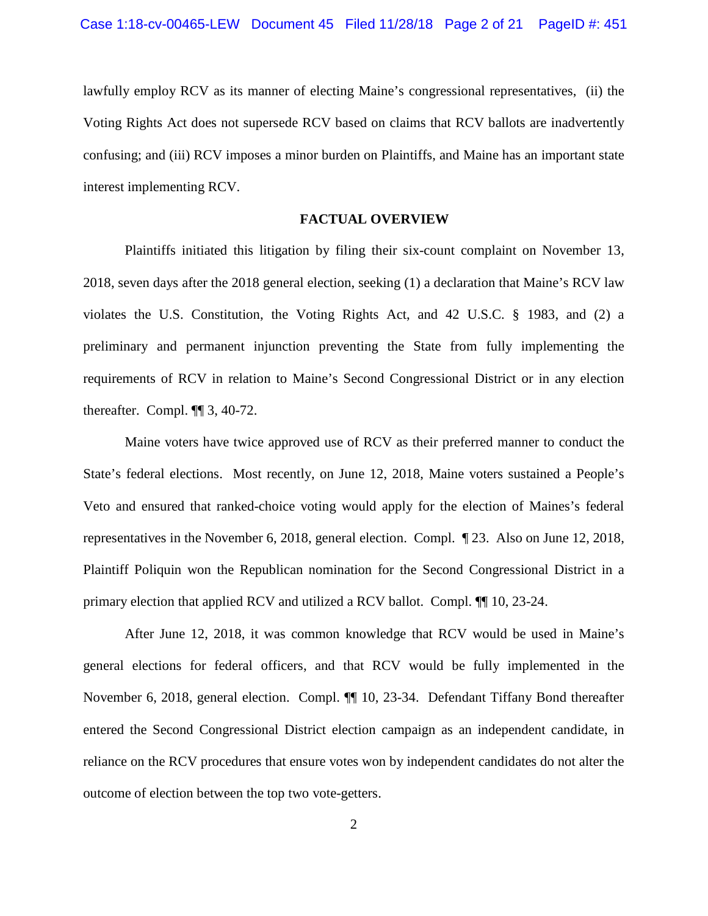lawfully employ RCV as its manner of electing Maine's congressional representatives, (ii) the Voting Rights Act does not supersede RCV based on claims that RCV ballots are inadvertently confusing; and (iii) RCV imposes a minor burden on Plaintiffs, and Maine has an important state interest implementing RCV.

**FACTUAL OVERVIEW**

Plaintiffs initiated this litigation by filing their six-count complaint on November 13, 2018, seven days after the 2018 general election, seeking (1) a declaration that Maine's RCV law violates the U.S. Constitution, the Voting Rights Act, and 42 U.S.C. § 1983, and (2) a preliminary and permanent injunction preventing the State from fully implementing the requirements of RCV in relation to Maine's Second Congressional District or in any election thereafter. Compl. ¶¶ 3, 40-72.

Maine voters have twice approved use of RCV as their preferred manner to conduct the State's federal elections. Most recently, on June 12, 2018, Maine voters sustained a People's Veto and ensured that ranked-choice voting would apply for the election of Maines's federal representatives in the November 6, 2018, general election. Compl. ¶ 23. Also on June 12, 2018, Plaintiff Poliquin won the Republican nomination for the Second Congressional District in a primary election that applied RCV and utilized a RCV ballot. Compl. ¶¶ 10, 23-24.

After June 12, 2018, it was common knowledge that RCV would be used in Maine's general elections for federal officers, and that RCV would be fully implemented in the November 6, 2018, general election. Compl. ¶¶ 10, 23-34. Defendant Tiffany Bond thereafter entered the Second Congressional District election campaign as an independent candidate, in reliance on the RCV procedures that ensure votes won by independent candidates do not alter the outcome of election between the top two vote-getters.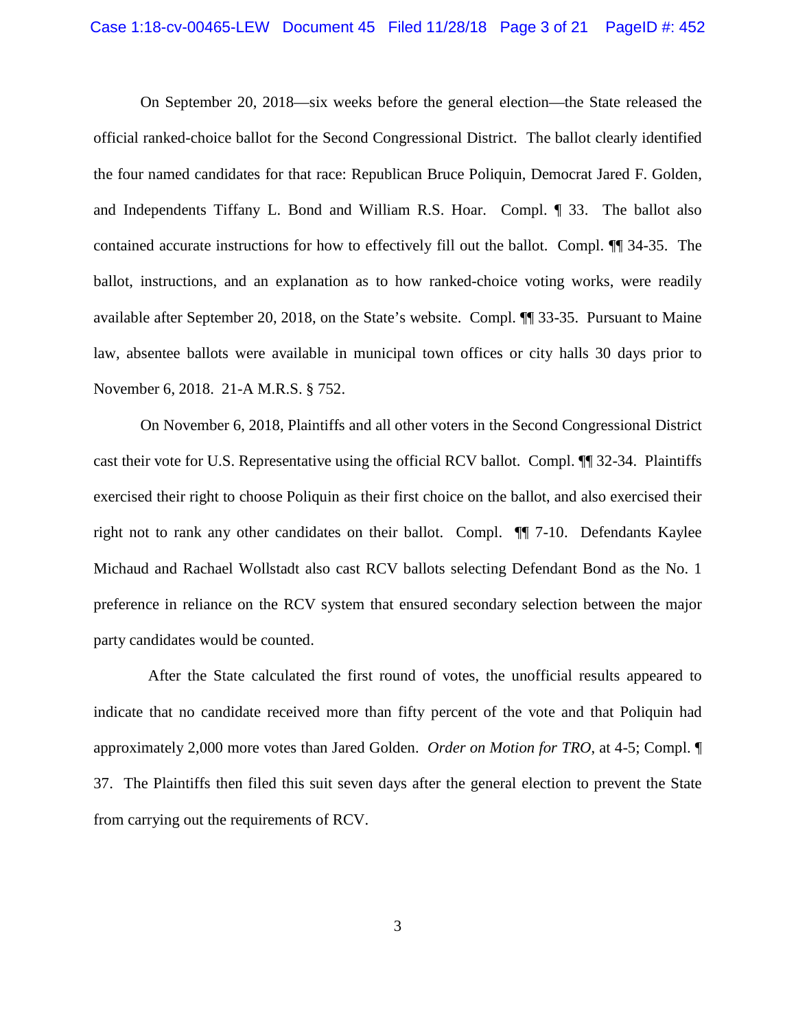On September 20, 2018—six weeks before the general election—the State released the official ranked-choice ballot for the Second Congressional District. The ballot clearly identified the four named candidates for that race: Republican Bruce Poliquin, Democrat Jared F. Golden, and Independents Tiffany L. Bond and William R.S. Hoar. Compl. ¶ 33. The ballot also contained accurate instructions for how to effectively fill out the ballot. Compl. ¶¶ 34-35. The ballot, instructions, and an explanation as to how ranked-choice voting works, were readily available after September 20, 2018, on the State's website. Compl. ¶¶ 33-35. Pursuant to Maine law, absentee ballots were available in municipal town offices or city halls 30 days prior to November 6, 2018. 21-A M.R.S. § 752.

On November 6, 2018, Plaintiffs and all other voters in the Second Congressional District cast their vote for U.S. Representative using the official RCV ballot. Compl. ¶¶ 32-34. Plaintiffs exercised their right to choose Poliquin as their first choice on the ballot, and also exercised their right not to rank any other candidates on their ballot. Compl. ¶¶ 7-10. Defendants Kaylee Michaud and Rachael Wollstadt also cast RCV ballots selecting Defendant Bond as the No. 1 preference in reliance on the RCV system that ensured secondary selection between the major party candidates would be counted.

After the State calculated the first round of votes, the unofficial results appeared to indicate that no candidate received more than fifty percent of the vote and that Poliquin had approximately 2,000 more votes than Jared Golden. *Order on Motion for TRO*, at 4-5; Compl. ¶ 37. The Plaintiffs then filed this suit seven days after the general election to prevent the State from carrying out the requirements of RCV.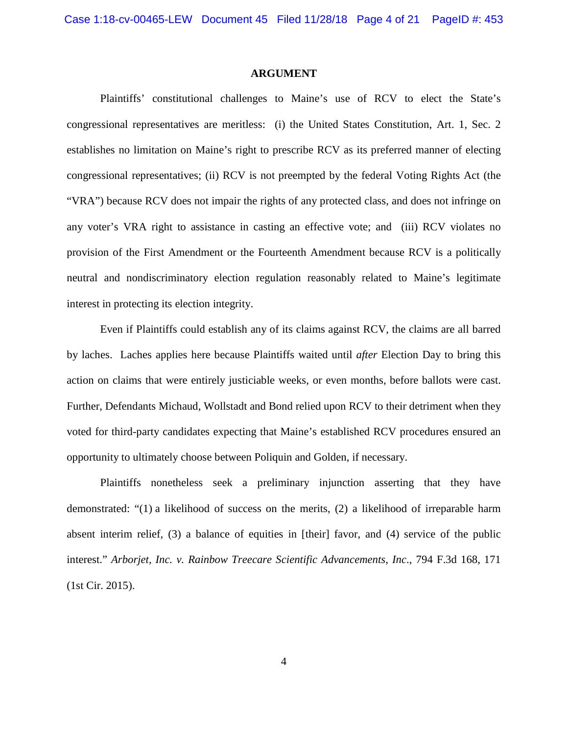## ARGUMENT

Plaintiffs' constitutional challenges to Maine's use of RCV to elect the State's congressional representatives are meritless: (i) the United States Constitution, Art. 1, Sec. 2 establishes no limitation on Maine's right to prescribe RCV as its preferred manner of electing congressional representatives; (ii) RCV is not preempted by the federal Voting Rights Act (the "VRA") because RCV does not impair the rights of any protected class, and does not infringe on any voter's VRA right to assistance in casting an effective vote; and (iii) RCV violates no provision of the First Amendment or the Fourteenth Amendment because RCV is a politically neutral and nondiscriminatory election regulation reasonably related to Maine's legitimate interest in protecting its election integrity.

Even if Plaintiffs could establish any of its claims against RCV, the claims are all barred by laches. Laches applies here because Plaintiffs waited until *after* Election Day to bring this action on claims that were entirely justiciable weeks, or even months, before ballots were cast. Further, Defendants Michaud, Wollstadt and Bond relied upon RCV to their detriment when they voted for third-party candidates expecting that Maine's established RCV procedures ensured an opportunity to ultimately choose between Poliquin and Golden, if necessary.

Plaintiffs nonetheless seek a preliminary injunction asserting that they have demonstrated: "(1) a likelihood of success on the merits, (2) a likelihood of irreparable harm absent interim relief, (3) a balance of equities in [their] favor, and (4) service of the public interest." *Arborjet, Inc. v. Rainbow Treecare Scientific Advancements, Inc.*, 794 F.3d 168, 171 (1st Cir. 2015).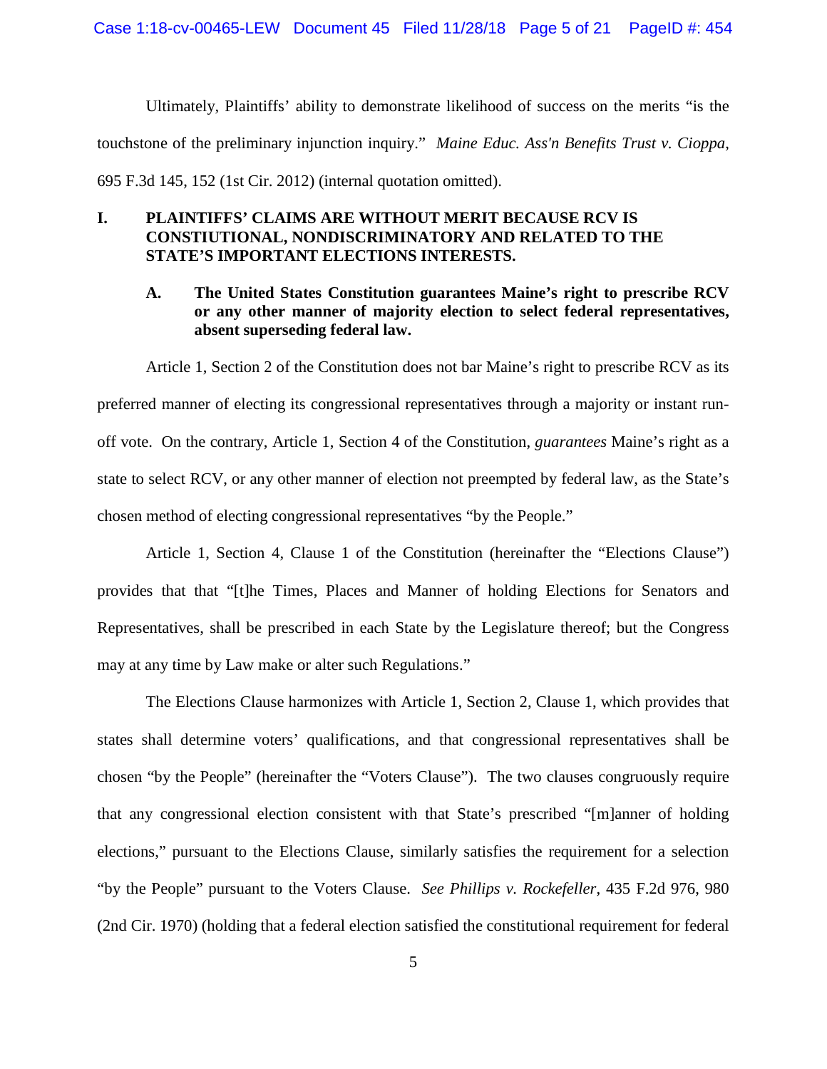Ultimately, Plaintiffs' ability to demonstrate likelihood of success on the merits "is the touchstone of the preliminary injunction inquiry." *Maine Educ. Ass'n Benefits Trust v. Cioppa*, 695 F.3d 145, 152 (1st Cir. 2012) (internal quotation omitted).

## I. PLAINTIFFS' CLAIMS ARE WITHOUT MERIT BECAUSE RCV IS CONSTITUTIONAL, NONDISCRIMINATORY AND RELATED TO THE STATE'S IMPORTANT ELECTIONS INTERESTS.

### A. The United States Constitution guarantees Maine's right to prescribe RCV or any other manner of majority election to select federal representatives, absent superseding federal law.

Article 1, Section 2 of the Constitution does not bar Maine's right to prescribe RCV as its preferred manner of electing its congressional representatives through a majority or instant run-off vote. On the contrary, Article 1, Section 4 of the Constitution, *guarantees* Maine's right as a state to select RCV, or any other manner of election not preempted by federal law, as the State's chosen method of electing congressional representatives "by the People."

Article 1, Section 4, Clause 1 of the Constitution (hereinafter the "Elections Clause") provides that that "[t]he Times, Places and Manner of holding Elections for Senators and Representatives, shall be prescribed in each State by the Legislature thereof; but the Congress may at any time by Law make or alter such Regulations."

The Elections Clause harmonizes with Article 1, Section 2, Clause 1, which provides that states shall determine voters' qualifications, and that congressional representatives shall be chosen "by the People" (hereinafter the "Voters Clause"). The two clauses congruously require that any congressional election consistent with that State's prescribed "[m]anner of holding elections," pursuant to the Elections Clause, similarly satisfies the requirement for a selection "by the People" pursuant to the Voters Clause. *See Phillips v. Rockefeller*, 435 F.2d 976, 980 (2nd Cir. 1970) (holding that a federal election satisfied the constitutional requirement for federal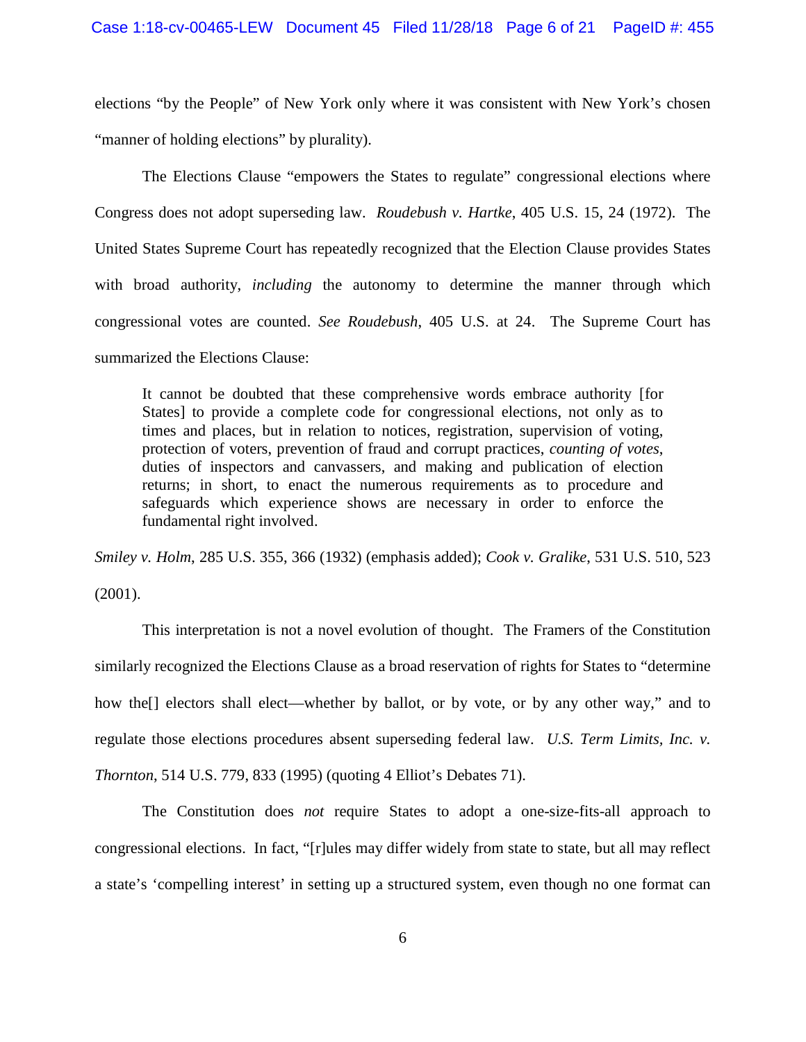elections "by the People" of New York only where it was consistent with New York's chosen "manner of holding elections" by plurality).

The Elections Clause "empowers the States to regulate" congressional elections where Congress does not adopt superseding law. *Roudebush v. Hartke*, 405 U.S. 15, 24 (1972). The United States Supreme Court has repeatedly recognized that the Election Clause provides States with broad authority, *including* the autonomy to determine the manner through which congressional votes are counted. *See Roudebush*, 405 U.S. at 24. The Supreme Court has summarized the Elections Clause:

> It cannot be doubted that these comprehensive words embrace authority [for States] to provide a complete code for congressional elections, not only as to times and places, but in relation to notices, registration, supervision of voting, protection of voters, prevention of fraud and corrupt practices, *counting of votes*, duties of inspectors and canvassers, and making and publication of election returns; in short, to enact the numerous requirements as to procedure and safeguards which experience shows are necessary in order to enforce the fundamental right involved.

*Smiley v. Holm*, 285 U.S. 355, 366 (1932) (emphasis added); *Cook v. Gralike*, 531 U.S. 510, 523 (2001).

This interpretation is not a novel evolution of thought. The Framers of the Constitution similarly recognized the Elections Clause as a broad reservation of rights for States to "determine how the[] electors shall elect—whether by ballot, or by vote, or by any other way," and to regulate those elections procedures absent superseding federal law. *U.S. Term Limits, Inc. v. Thornton*, 514 U.S. 779, 833 (1995) (quoting 4 Elliot's Debates 71).

The Constitution does *not* require States to adopt a one-size-fits-all approach to congressional elections. In fact, "[r]ules may differ widely from state to state, but all may reflect a state's 'compelling interest' in setting up a structured system, even though no one format can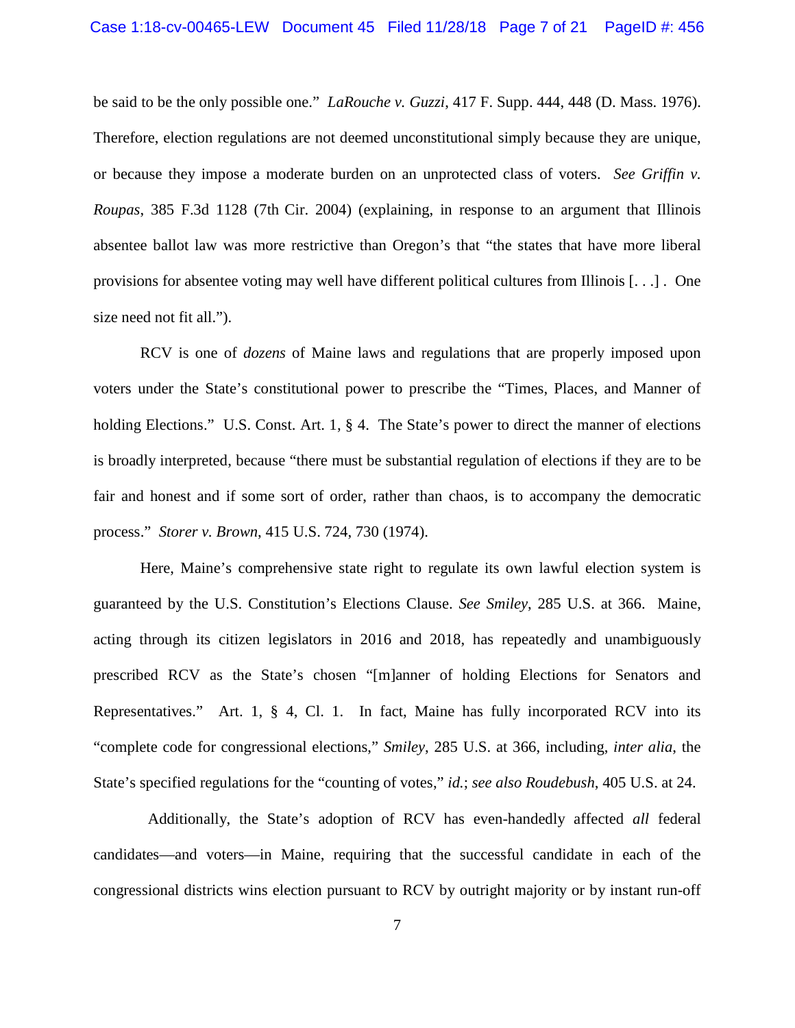be said to be the only possible one." *LaRouche v. Guzzi*, 417 F. Supp. 444, 448 (D. Mass. 1976). Therefore, election regulations are not deemed unconstitutional simply because they are unique, or because they impose a moderate burden on an unprotected class of voters. *See Griffin v. Roupas*, 385 F.3d 1128 (7th Cir. 2004) (explaining, in response to an argument that Illinois absentee ballot law was more restrictive than Oregon's that "the states that have more liberal provisions for absentee voting may well have different political cultures from Illinois [. . .] . One size need not fit all.").

RCV is one of *dozens* of Maine laws and regulations that are properly imposed upon voters under the State's constitutional power to prescribe the "Times, Places, and Manner of holding Elections." U.S. Const. Art. 1, § 4. The State's power to direct the manner of elections is broadly interpreted, because "there must be substantial regulation of elections if they are to be fair and honest and if some sort of order, rather than chaos, is to accompany the democratic process." *Storer v. Brown*, 415 U.S. 724, 730 (1974).

Here, Maine's comprehensive state right to regulate its own lawful election system is guaranteed by the U.S. Constitution's Elections Clause. *See Smiley*, 285 U.S. at 366. Maine, acting through its citizen legislators in 2016 and 2018, has repeatedly and unambiguously prescribed RCV as the State's chosen "[m]anner of holding Elections for Senators and Representatives." Art. 1, § 4, Cl. 1. In fact, Maine has fully incorporated RCV into its "complete code for congressional elections," *Smiley*, 285 U.S. at 366, including, *inter alia*, the State's specified regulations for the "counting of votes," *id.*; *see also Roudebush*, 405 U.S. at 24.

Additionally, the State's adoption of RCV has even-handedly affected *all* federal candidates—and voters—in Maine, requiring that the successful candidate in each of the congressional districts wins election pursuant to RCV by outright majority or by instant run-off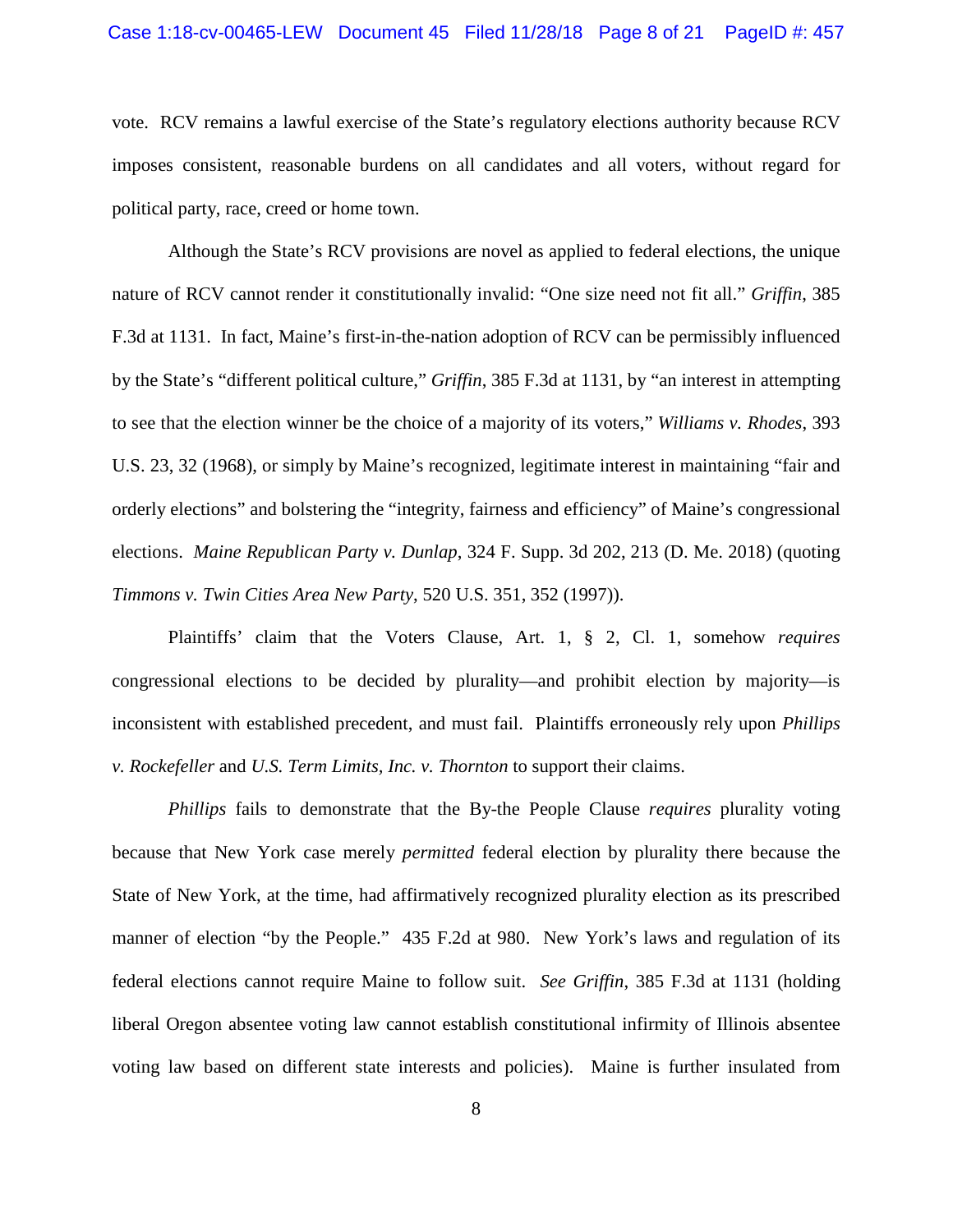vote. RCV remains a lawful exercise of the State's regulatory elections authority because RCV imposes consistent, reasonable burdens on all candidates and all voters, without regard for political party, race, creed or home town.

Although the State's RCV provisions are novel as applied to federal elections, the unique nature of RCV cannot render it constitutionally invalid: "One size need not fit all." *Griffin*, 385 F.3d at 1131. In fact, Maine's first-in-the-nation adoption of RCV can be permissibly influenced by the State's "different political culture," *Griffin*, 385 F.3d at 1131, by "an interest in attempting to see that the election winner be the choice of a majority of its voters," *Williams v. Rhodes*, 393 U.S. 23, 32 (1968), or simply by Maine's recognized, legitimate interest in maintaining "fair and orderly elections" and bolstering the "integrity, fairness and efficiency" of Maine's congressional elections. *Maine Republican Party v. Dunlap*, 324 F. Supp. 3d 202, 213 (D. Me. 2018) (quoting *Timmons v. Twin Cities Area New Party*, 520 U.S. 351, 352 (1997)).

Plaintiffs' claim that the Voters Clause, Art. 1, § 2, Cl. 1, somehow *requires* congressional elections to be decided by plurality—and prohibit election by majority—is inconsistent with established precedent, and must fail. Plaintiffs erroneously rely upon *Phillips v. Rockefeller* and *U.S. Term Limits, Inc. v. Thornton* to support their claims.

*Phillips* fails to demonstrate that the By-the People Clause *requires* plurality voting because that New York case merely *permitted* federal election by plurality there because the State of New York, at the time, had affirmatively recognized plurality election as its prescribed manner of election "by the People." 435 F.2d at 980. New York's laws and regulation of its federal elections cannot require Maine to follow suit. *See Griffin*, 385 F.3d at 1131 (holding liberal Oregon absentee voting law cannot establish constitutional infirmity of Illinois absentee voting law based on different state interests and policies). Maine is further insulated from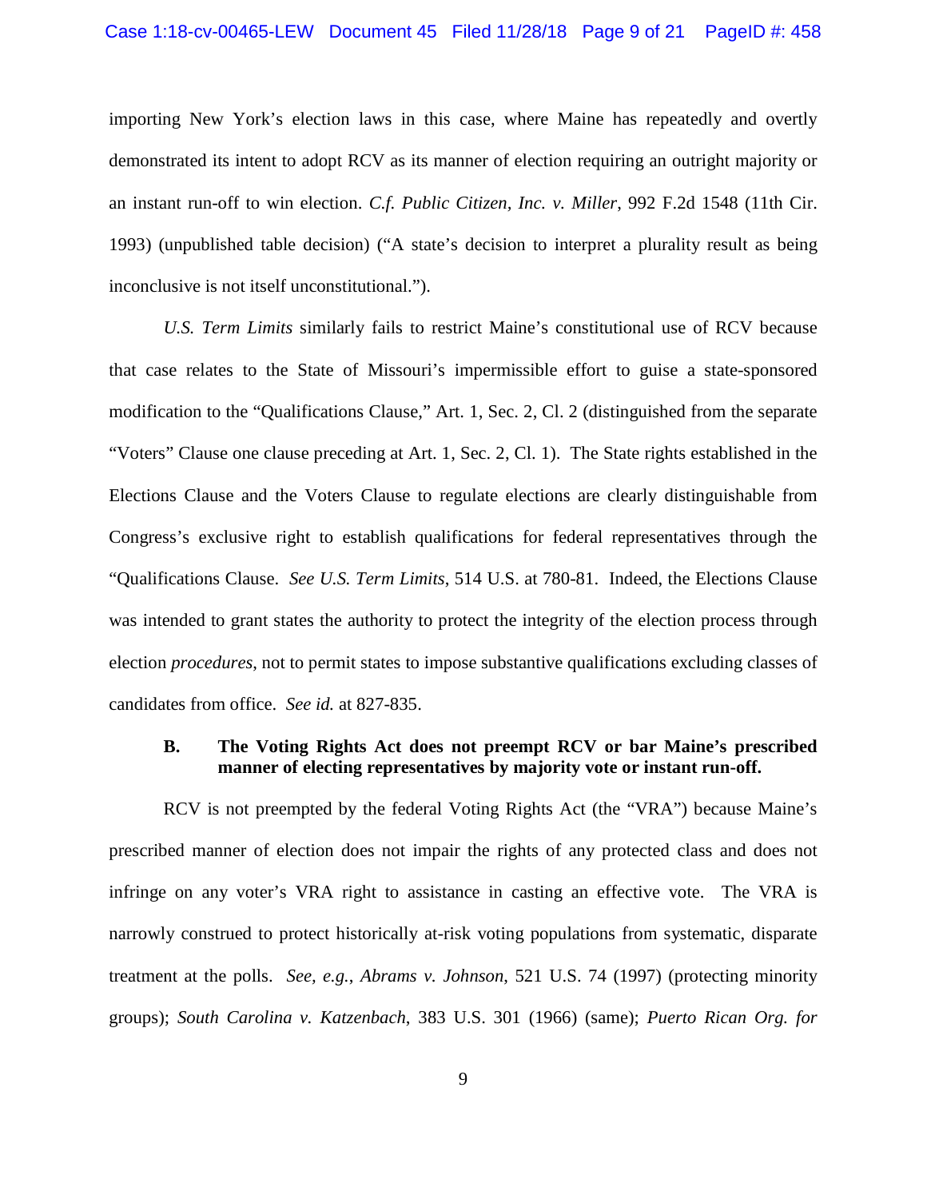importing New York's election laws in this case, where Maine has repeatedly and overtly demonstrated its intent to adopt RCV as its manner of election requiring an outright majority or an instant run-off to win election. *C.f. Public Citizen, Inc. v. Miller*, 992 F.2d 1548 (11th Cir. 1993) (unpublished table decision) ("A state's decision to interpret a plurality result as being inconclusive is not itself unconstitutional.").

*U.S. Term Limits* similarly fails to restrict Maine's constitutional use of RCV because that case relates to the State of Missouri's impermissible effort to guise a state-sponsored modification to the "Qualifications Clause," Art. 1, Sec. 2, Cl. 2 (distinguished from the separate "Voters" Clause one clause preceding at Art. 1, Sec. 2, Cl. 1). The State rights established in the Elections Clause and the Voters Clause to regulate elections are clearly distinguishable from Congress's exclusive right to establish qualifications for federal representatives through the "Qualifications Clause. *See U.S. Term Limits*, 514 U.S. at 780-81. Indeed, the Elections Clause was intended to grant states the authority to protect the integrity of the election process through election *procedures*, not to permit states to impose substantive qualifications excluding classes of candidates from office. *See id.* at 827-835.

### B. The Voting Rights Act does not preempt RCV or bar Maine's prescribed manner of electing representatives by majority vote or instant run-off.

RCV is not preempted by the federal Voting Rights Act (the "VRA") because Maine's prescribed manner of election does not impair the rights of any protected class and does not infringe on any voter's VRA right to assistance in casting an effective vote. The VRA is narrowly construed to protect historically at-risk voting populations from systematic, disparate treatment at the polls. *See, e.g.*, *Abrams v. Johnson*, 521 U.S. 74 (1997) (protecting minority groups); *South Carolina v. Katzenbach*, 383 U.S. 301 (1966) (same); *Puerto Rican Org. for*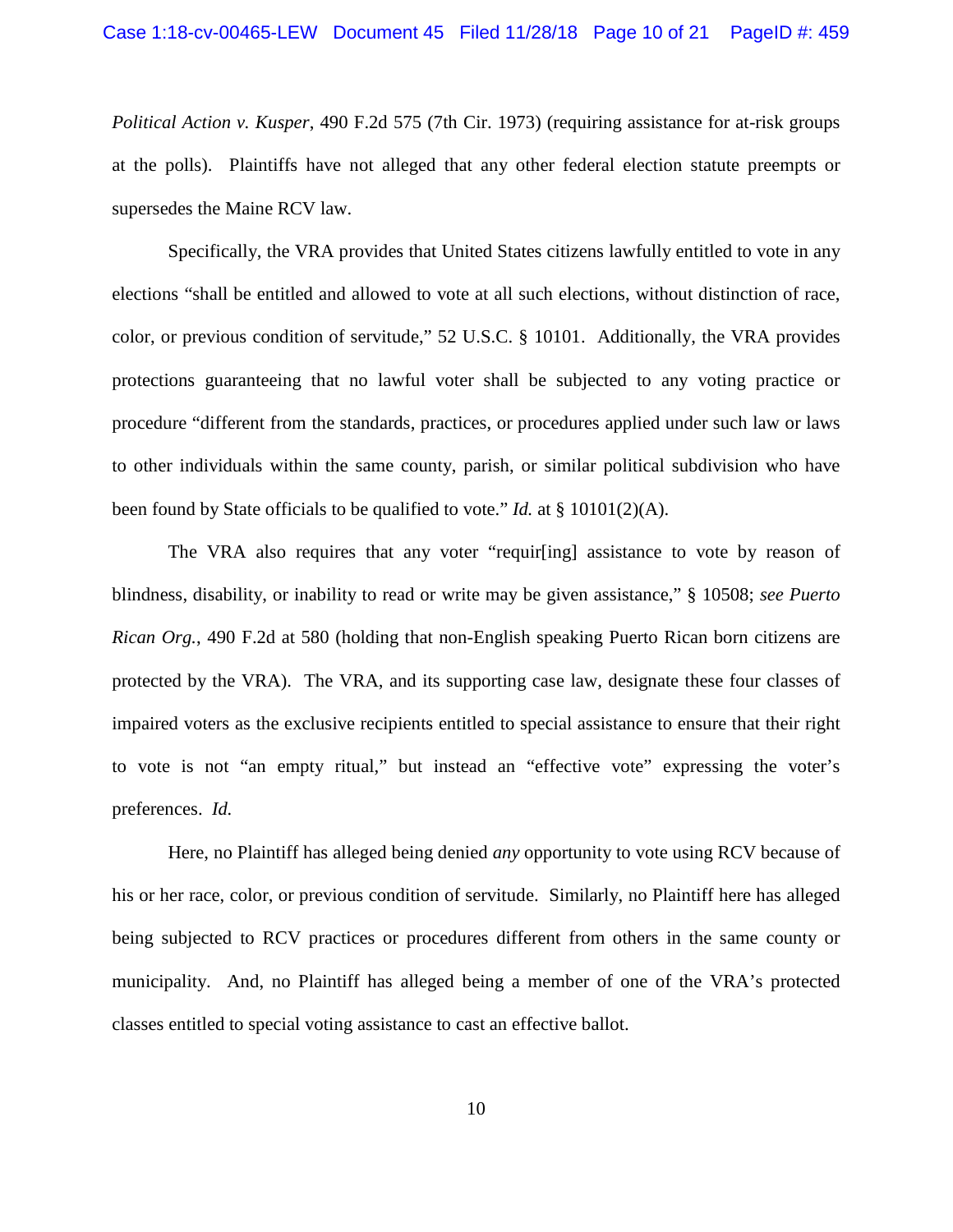*Political Action v. Kusper*, 490 F.2d 575 (7th Cir. 1973) (requiring assistance for at-risk groups at the polls). Plaintiffs have not alleged that any other federal election statute preempts or supersedes the Maine RCV law.

Specifically, the VRA provides that United States citizens lawfully entitled to vote in any elections "shall be entitled and allowed to vote at all such elections, without distinction of race, color, or previous condition of servitude," 52 U.S.C. § 10101. Additionally, the VRA provides protections guaranteeing that no lawful voter shall be subjected to any voting practice or procedure "different from the standards, practices, or procedures applied under such law or laws to other individuals within the same county, parish, or similar political subdivision who have been found by State officials to be qualified to vote." *Id.* at § 10101(2)(A).

The VRA also requires that any voter "requir[ing] assistance to vote by reason of blindness, disability, or inability to read or write may be given assistance," § 10508; *see Puerto Rican Org.*, 490 F.2d at 580 (holding that non-English speaking Puerto Rican born citizens are protected by the VRA). The VRA, and its supporting case law, designate these four classes of impaired voters as the exclusive recipients entitled to special assistance to ensure that their right to vote is not "an empty ritual," but instead an "effective vote" expressing the voter's preferences. *Id.*

Here, no Plaintiff has alleged being denied *any* opportunity to vote using RCV because of his or her race, color, or previous condition of servitude. Similarly, no Plaintiff here has alleged being subjected to RCV practices or procedures different from others in the same county or municipality. And, no Plaintiff has alleged being a member of one of the VRA's protected classes entitled to special voting assistance to cast an effective ballot.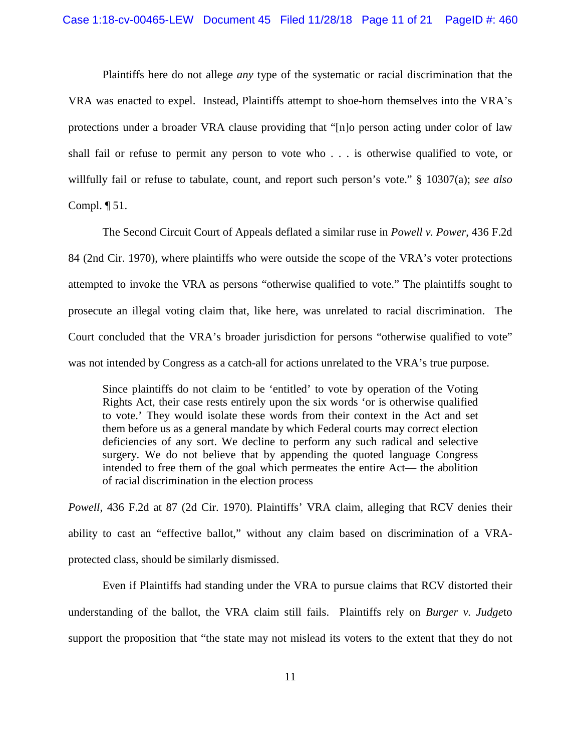Plaintiffs here do not allege *any* type of the systematic or racial discrimination that the VRA was enacted to expel. Instead, Plaintiffs attempt to shoe-horn themselves into the VRA's protections under a broader VRA clause providing that "[n]o person acting under color of law shall fail or refuse to permit any person to vote who . . . is otherwise qualified to vote, or willfully fail or refuse to tabulate, count, and report such person's vote." § 10307(a); *see also* Compl. ¶ 51.

The Second Circuit Court of Appeals deflated a similar ruse in *Powell v. Power*, 436 F.2d 84 (2nd Cir. 1970), where plaintiffs who were outside the scope of the VRA's voter protections attempted to invoke the VRA as persons "otherwise qualified to vote." The plaintiffs sought to prosecute an illegal voting claim that, like here, was unrelated to racial discrimination. The Court concluded that the VRA's broader jurisdiction for persons "otherwise qualified to vote" was not intended by Congress as a catch-all for actions unrelated to the VRA's true purpose.

> Since plaintiffs do not claim to be 'entitled' to vote by operation of the Voting Rights Act, their case rests entirely upon the six words 'or is otherwise qualified to vote.' They would isolate these words from their context in the Act and set them before us as a general mandate by which Federal courts may correct election deficiencies of any sort. We decline to perform any such radical and selective surgery. We do not believe that by appending the quoted language Congress intended to free them of the goal which permeates the entire Act— the abolition of racial discrimination in the election process

*Powell*, 436 F.2d at 87 (2d Cir. 1970). Plaintiffs' VRA claim, alleging that RCV denies their ability to cast an "effective ballot," without any claim based on discrimination of a VRA-protected class, should be similarly dismissed.

Even if Plaintiffs had standing under the VRA to pursue claims that RCV distorted their understanding of the ballot, the VRA claim still fails. Plaintiffs rely on *Burger v. Judge*to support the proposition that "the state may not mislead its voters to the extent that they do not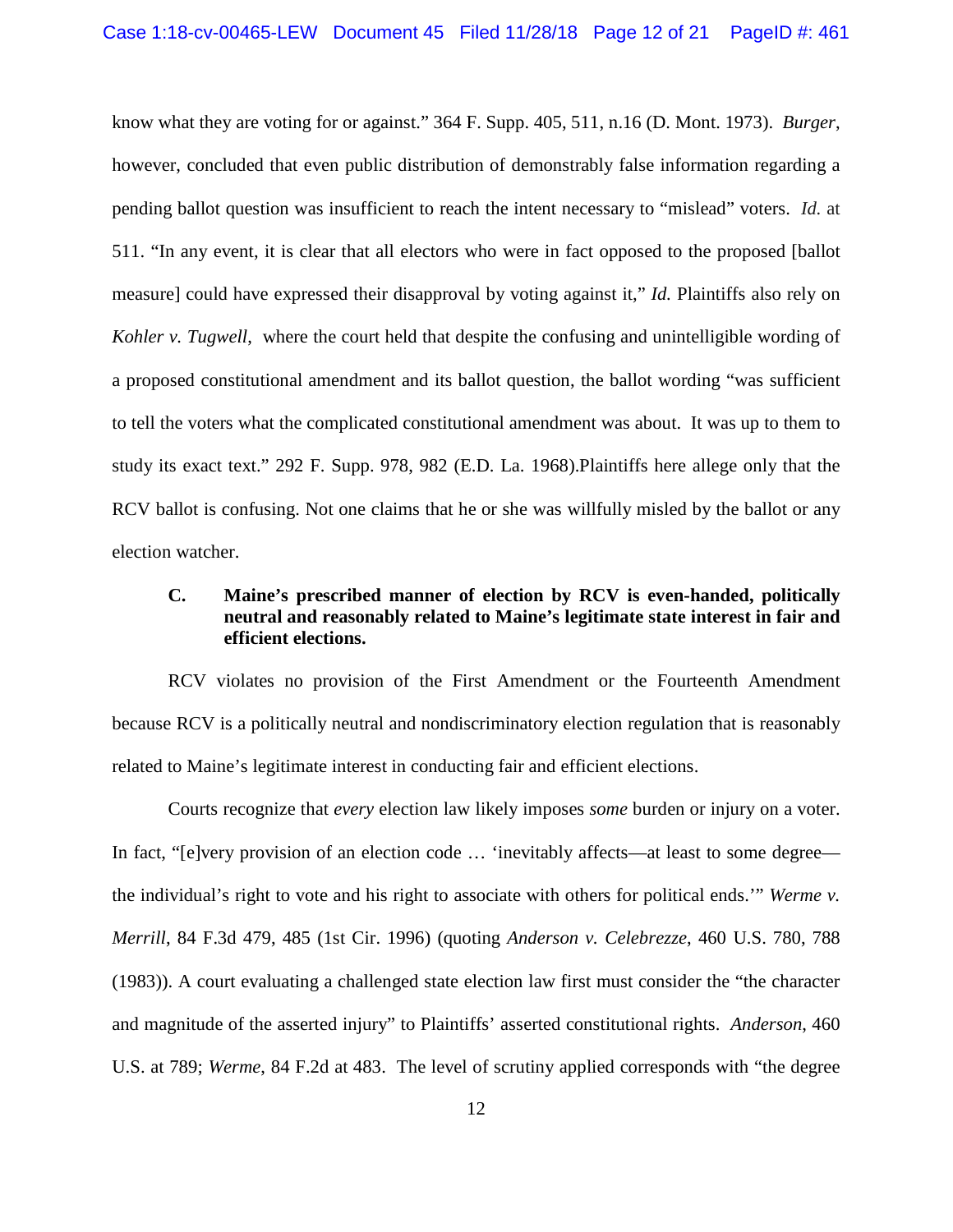know what they are voting for or against." 364 F. Supp. 405, 511, n.16 (D. Mont. 1973). *Burger*, however, concluded that even public distribution of demonstrably false information regarding a pending ballot question was insufficient to reach the intent necessary to "mislead" voters. *Id.* at 511. "In any event, it is clear that all electors who were in fact opposed to the proposed [ballot measure] could have expressed their disapproval by voting against it," *Id.* Plaintiffs also rely on *Kohler v. Tugwell*, where the court held that despite the confusing and unintelligible wording of a proposed constitutional amendment and its ballot question, the ballot wording "was sufficient to tell the voters what the complicated constitutional amendment was about. It was up to them to study its exact text." 292 F. Supp. 978, 982 (E.D. La. 1968).Plaintiffs here allege only that the RCV ballot is confusing. Not one claims that he or she was willfully misled by the ballot or any election watcher.

### C. Maine's prescribed manner of election by RCV is even-handed, politically neutral and reasonably related to Maine's legitimate state interest in fair and efficient elections.

RCV violates no provision of the First Amendment or the Fourteenth Amendment because RCV is a politically neutral and nondiscriminatory election regulation that is reasonably related to Maine's legitimate interest in conducting fair and efficient elections.

Courts recognize that *every* election law likely imposes *some* burden or injury on a voter. In fact, "[e]very provision of an election code … 'inevitably affects—at least to some degree—the individual's right to vote and his right to associate with others for political ends.'" *Werme v. Merrill*, 84 F.3d 479, 485 (1st Cir. 1996) (quoting *Anderson v. Celebrezze*, 460 U.S. 780, 788 (1983)). A court evaluating a challenged state election law first must consider the "the character and magnitude of the asserted injury" to Plaintiffs' asserted constitutional rights. *Anderson*, 460 U.S. at 789; *Werme*, 84 F.2d at 483. The level of scrutiny applied corresponds with "the degree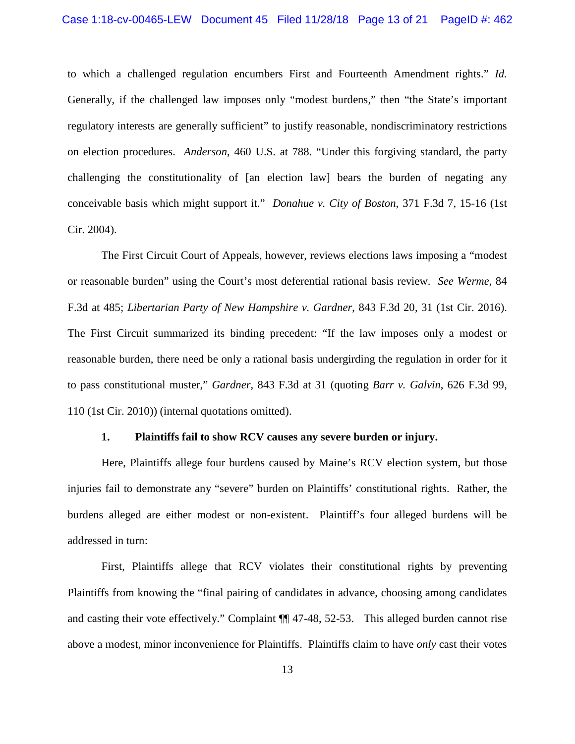to which a challenged regulation encumbers First and Fourteenth Amendment rights." *Id.* Generally, if the challenged law imposes only "modest burdens," then "the State's important regulatory interests are generally sufficient" to justify reasonable, nondiscriminatory restrictions on election procedures. *Anderson*, 460 U.S. at 788. "Under this forgiving standard, the party challenging the constitutionality of [an election law] bears the burden of negating any conceivable basis which might support it." *Donahue v. City of Boston*, 371 F.3d 7, 15-16 (1st Cir. 2004).

The First Circuit Court of Appeals, however, reviews elections laws imposing a "modest or reasonable burden" using the Court's most deferential rational basis review. *See Werme*, 84 F.3d at 485; *Libertarian Party of New Hampshire v. Gardner*, 843 F.3d 20, 31 (1st Cir. 2016). The First Circuit summarized its binding precedent: "If the law imposes only a modest or reasonable burden, there need be only a rational basis undergirding the regulation in order for it to pass constitutional muster," *Gardner*, 843 F.3d at 31 (quoting *Barr v. Galvin*, 626 F.3d 99, 110 (1st Cir. 2010)) (internal quotations omitted).

**1. Plaintiffs fail to show RCV causes any severe burden or injury.**

Here, Plaintiffs allege four burdens caused by Maine's RCV election system, but those injuries fail to demonstrate any "severe" burden on Plaintiffs' constitutional rights. Rather, the burdens alleged are either modest or non-existent. Plaintiff's four alleged burdens will be addressed in turn:

First, Plaintiffs allege that RCV violates their constitutional rights by preventing Plaintiffs from knowing the "final pairing of candidates in advance, choosing among candidates and casting their vote effectively." Complaint ¶¶ 47-48, 52-53. This alleged burden cannot rise above a modest, minor inconvenience for Plaintiffs. Plaintiffs claim to have *only* cast their votes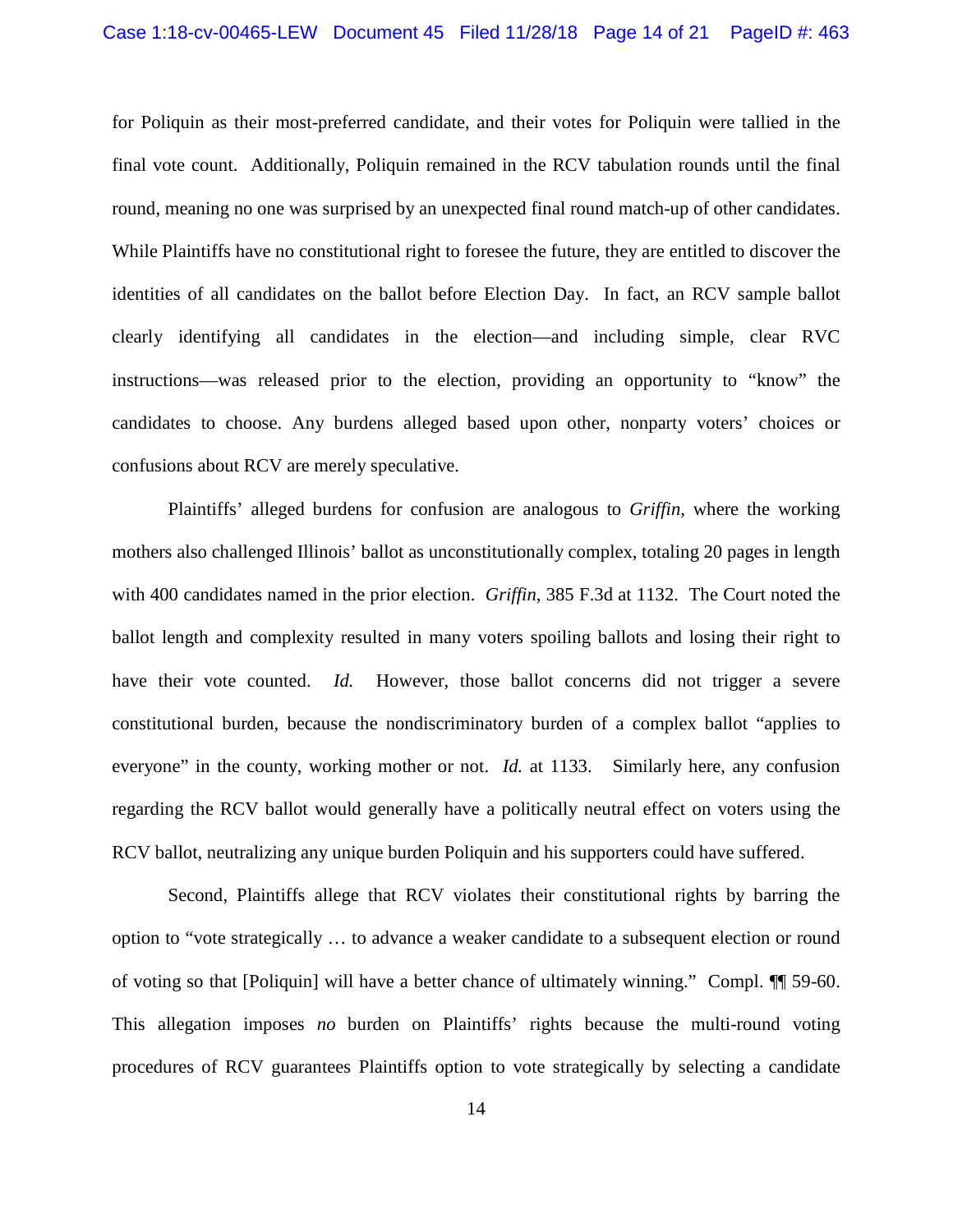for Poliquin as their most-preferred candidate, and their votes for Poliquin were tallied in the final vote count. Additionally, Poliquin remained in the RCV tabulation rounds until the final round, meaning no one was surprised by an unexpected final round match-up of other candidates. While Plaintiffs have no constitutional right to foresee the future, they are entitled to discover the identities of all candidates on the ballot before Election Day. In fact, an RCV sample ballot clearly identifying all candidates in the election—and including simple, clear RVC instructions—was released prior to the election, providing an opportunity to "know" the candidates to choose. Any burdens alleged based upon other, nonparty voters' choices or confusions about RCV are merely speculative.

Plaintiffs' alleged burdens for confusion are analogous to *Griffin*, where the working mothers also challenged Illinois' ballot as unconstitutionally complex, totaling 20 pages in length with 400 candidates named in the prior election. *Griffin*, 385 F.3d at 1132. The Court noted the ballot length and complexity resulted in many voters spoiling ballots and losing their right to have their vote counted. *Id.* However, those ballot concerns did not trigger a severe constitutional burden, because the nondiscriminatory burden of a complex ballot "applies to everyone" in the county, working mother or not. *Id.* at 1133. Similarly here, any confusion regarding the RCV ballot would generally have a politically neutral effect on voters using the RCV ballot, neutralizing any unique burden Poliquin and his supporters could have suffered.

Second, Plaintiffs allege that RCV violates their constitutional rights by barring the option to "vote strategically … to advance a weaker candidate to a subsequent election or round of voting so that [Poliquin] will have a better chance of ultimately winning." Compl. ¶¶ 59-60. This allegation imposes *no* burden on Plaintiffs' rights because the multi-round voting procedures of RCV guarantees Plaintiffs option to vote strategically by selecting a candidate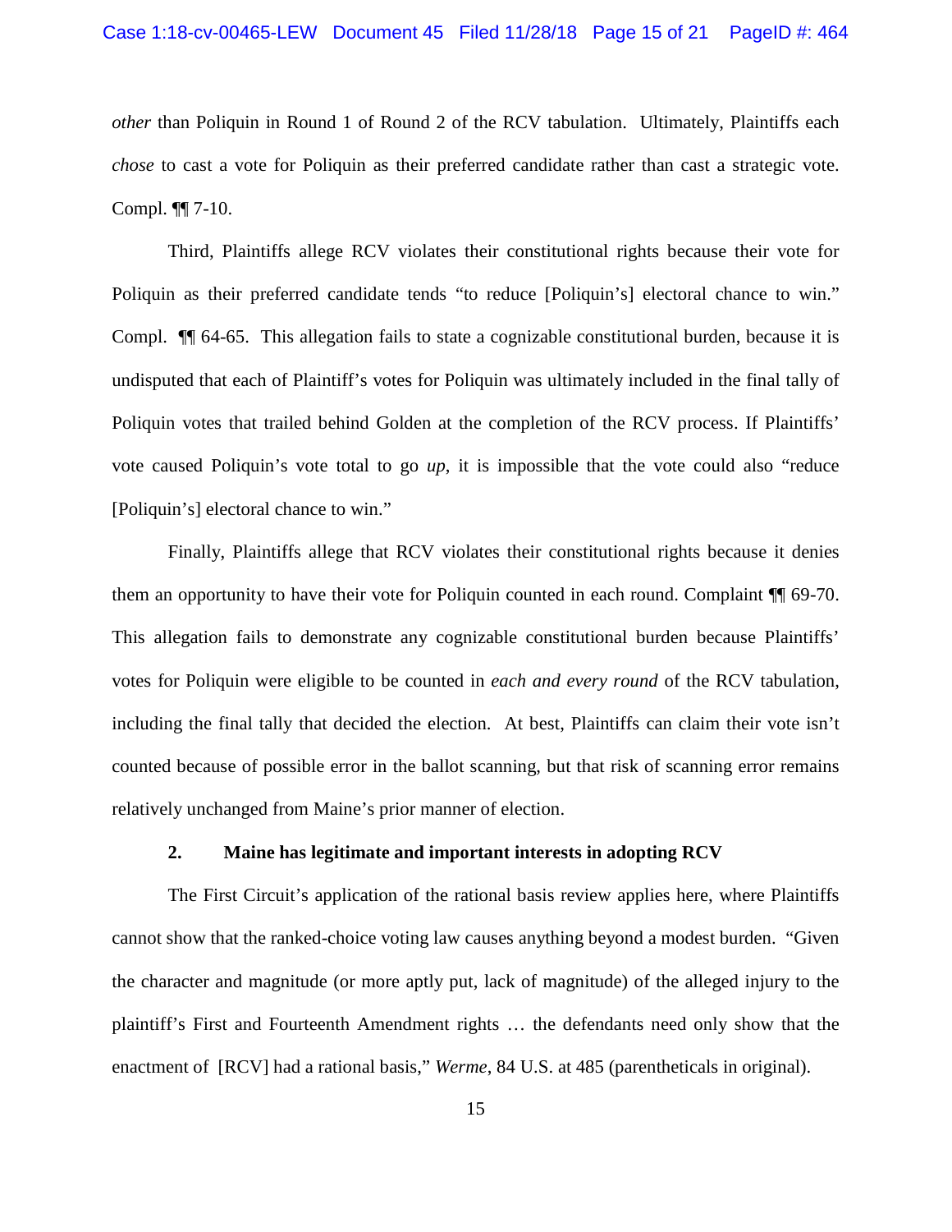*other* than Poliquin in Round 1 of Round 2 of the RCV tabulation. Ultimately, Plaintiffs each *chose* to cast a vote for Poliquin as their preferred candidate rather than cast a strategic vote. Compl. ¶¶ 7-10.

Third, Plaintiffs allege RCV violates their constitutional rights because their vote for Poliquin as their preferred candidate tends "to reduce [Poliquin's] electoral chance to win." Compl. ¶¶ 64-65. This allegation fails to state a cognizable constitutional burden, because it is undisputed that each of Plaintiff's votes for Poliquin was ultimately included in the final tally of Poliquin votes that trailed behind Golden at the completion of the RCV process. If Plaintiffs' vote caused Poliquin's vote total to go *up*, it is impossible that the vote could also "reduce [Poliquin's] electoral chance to win."

Finally, Plaintiffs allege that RCV violates their constitutional rights because it denies them an opportunity to have their vote for Poliquin counted in each round. Complaint ¶¶ 69-70. This allegation fails to demonstrate any cognizable constitutional burden because Plaintiffs' votes for Poliquin were eligible to be counted in *each and every round* of the RCV tabulation, including the final tally that decided the election. At best, Plaintiffs can claim their vote isn't counted because of possible error in the ballot scanning, but that risk of scanning error remains relatively unchanged from Maine's prior manner of election.

### 2. Maine has legitimate and important interests in adopting RCV

The First Circuit's application of the rational basis review applies here, where Plaintiffs cannot show that the ranked-choice voting law causes anything beyond a modest burden. "Given the character and magnitude (or more aptly put, lack of magnitude) of the alleged injury to the plaintiff's First and Fourteenth Amendment rights … the defendants need only show that the enactment of [RCV] had a rational basis," *Werme*, 84 U.S. at 485 (parentheticals in original).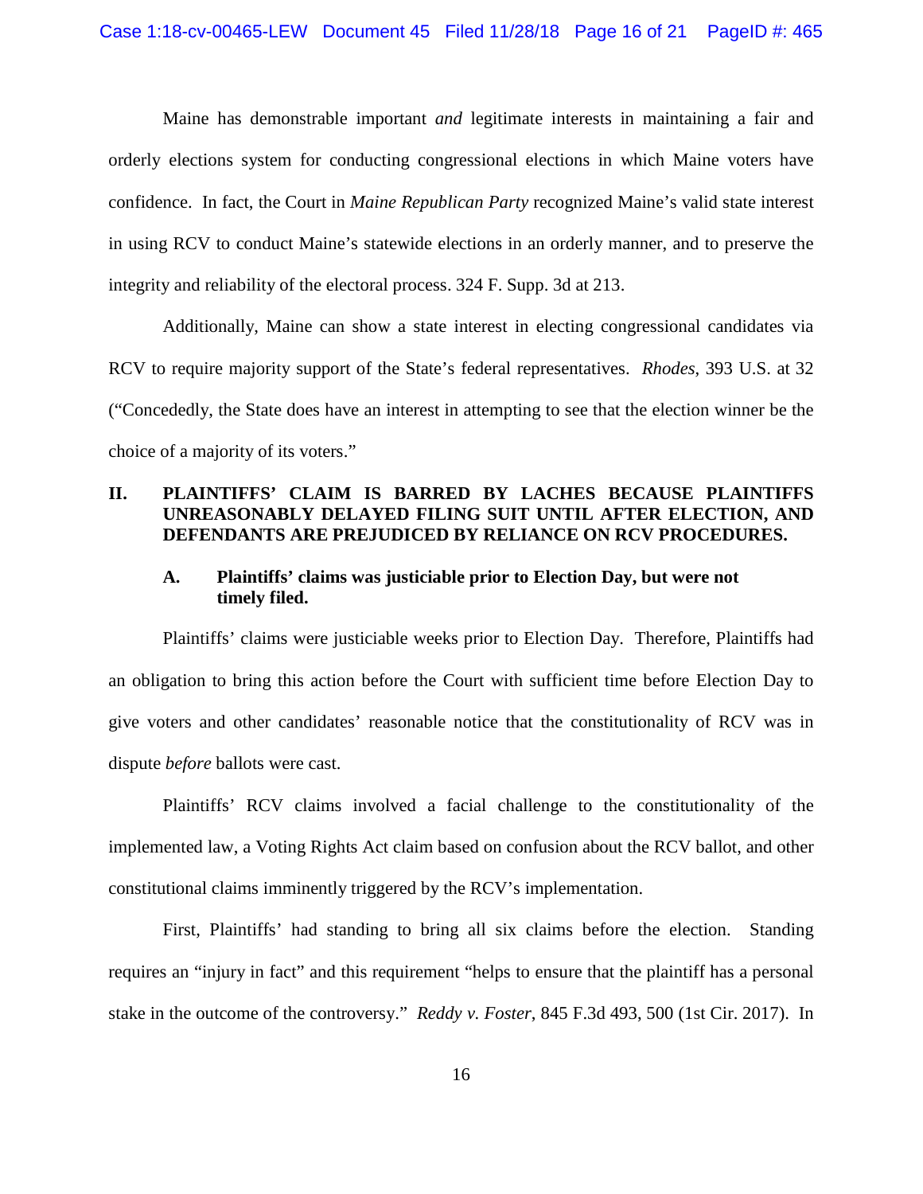Maine has demonstrable important *and* legitimate interests in maintaining a fair and orderly elections system for conducting congressional elections in which Maine voters have confidence. In fact, the Court in *Maine Republican Party* recognized Maine's valid state interest in using RCV to conduct Maine's statewide elections in an orderly manner, and to preserve the integrity and reliability of the electoral process. 324 F. Supp. 3d at 213.

Additionally, Maine can show a state interest in electing congressional candidates via RCV to require majority support of the State's federal representatives. *Rhodes*, 393 U.S. at 32 ("Concededly, the State does have an interest in attempting to see that the election winner be the choice of a majority of its voters."

## II. PLAINTIFFS' CLAIM IS BARRED BY LACHES BECAUSE PLAINTIFFS UNREASONABLY DELAYED FILING SUIT UNTIL AFTER ELECTION, AND DEFENDANTS ARE PREJUDICED BY RELIANCE ON RCV PROCEDURES.

### A. Plaintiffs' claims was justiciable prior to Election Day, but were not timely filed.

Plaintiffs' claims were justiciable weeks prior to Election Day. Therefore, Plaintiffs had an obligation to bring this action before the Court with sufficient time before Election Day to give voters and other candidates' reasonable notice that the constitutionality of RCV was in dispute *before* ballots were cast.

Plaintiffs' RCV claims involved a facial challenge to the constitutionality of the implemented law, a Voting Rights Act claim based on confusion about the RCV ballot, and other constitutional claims imminently triggered by the RCV's implementation.

First, Plaintiffs' had standing to bring all six claims before the election. Standing requires an "injury in fact" and this requirement "helps to ensure that the plaintiff has a personal stake in the outcome of the controversy." *Reddy v. Foster*, 845 F.3d 493, 500 (1st Cir. 2017). In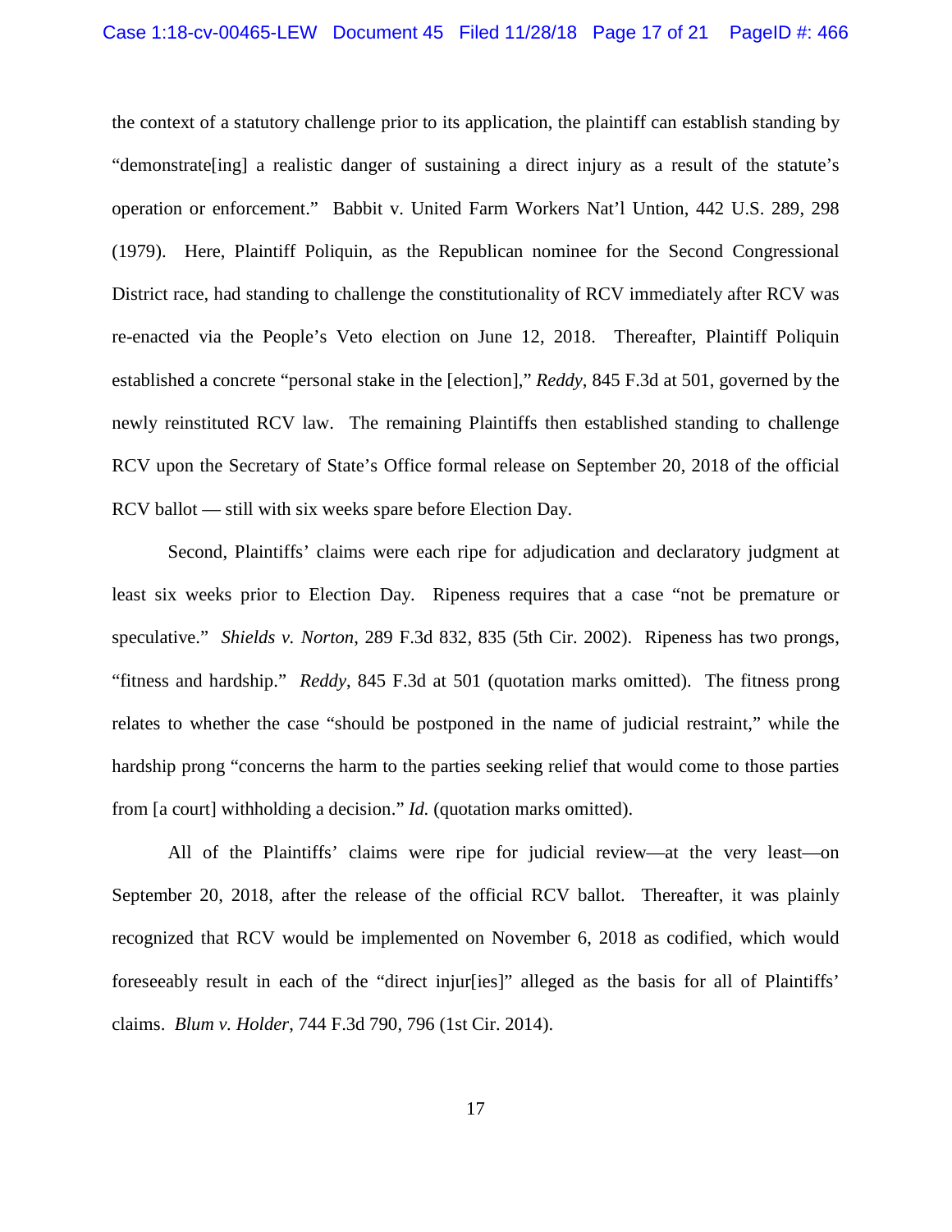the context of a statutory challenge prior to its application, the plaintiff can establish standing by "demonstrate[ing] a realistic danger of sustaining a direct injury as a result of the statute's operation or enforcement." Babbit v. United Farm Workers Nat'l Untion, 442 U.S. 289, 298 (1979). Here, Plaintiff Poliquin, as the Republican nominee for the Second Congressional District race, had standing to challenge the constitutionality of RCV immediately after RCV was re-enacted via the People's Veto election on June 12, 2018. Thereafter, Plaintiff Poliquin established a concrete "personal stake in the [election]," *Reddy*, 845 F.3d at 501, governed by the newly reinstituted RCV law. The remaining Plaintiffs then established standing to challenge RCV upon the Secretary of State's Office formal release on September 20, 2018 of the official RCV ballot — still with six weeks spare before Election Day.

Second, Plaintiffs' claims were each ripe for adjudication and declaratory judgment at least six weeks prior to Election Day. Ripeness requires that a case "not be premature or speculative." *Shields v. Norton*, 289 F.3d 832, 835 (5th Cir. 2002). Ripeness has two prongs, "fitness and hardship." *Reddy*, 845 F.3d at 501 (quotation marks omitted). The fitness prong relates to whether the case "should be postponed in the name of judicial restraint," while the hardship prong "concerns the harm to the parties seeking relief that would come to those parties from [a court] withholding a decision." *Id.* (quotation marks omitted).

All of the Plaintiffs' claims were ripe for judicial review—at the very least—on September 20, 2018, after the release of the official RCV ballot. Thereafter, it was plainly recognized that RCV would be implemented on November 6, 2018 as codified, which would foreseeably result in each of the "direct injur[ies]" alleged as the basis for all of Plaintiffs' claims. *Blum v. Holder*, 744 F.3d 790, 796 (1st Cir. 2014).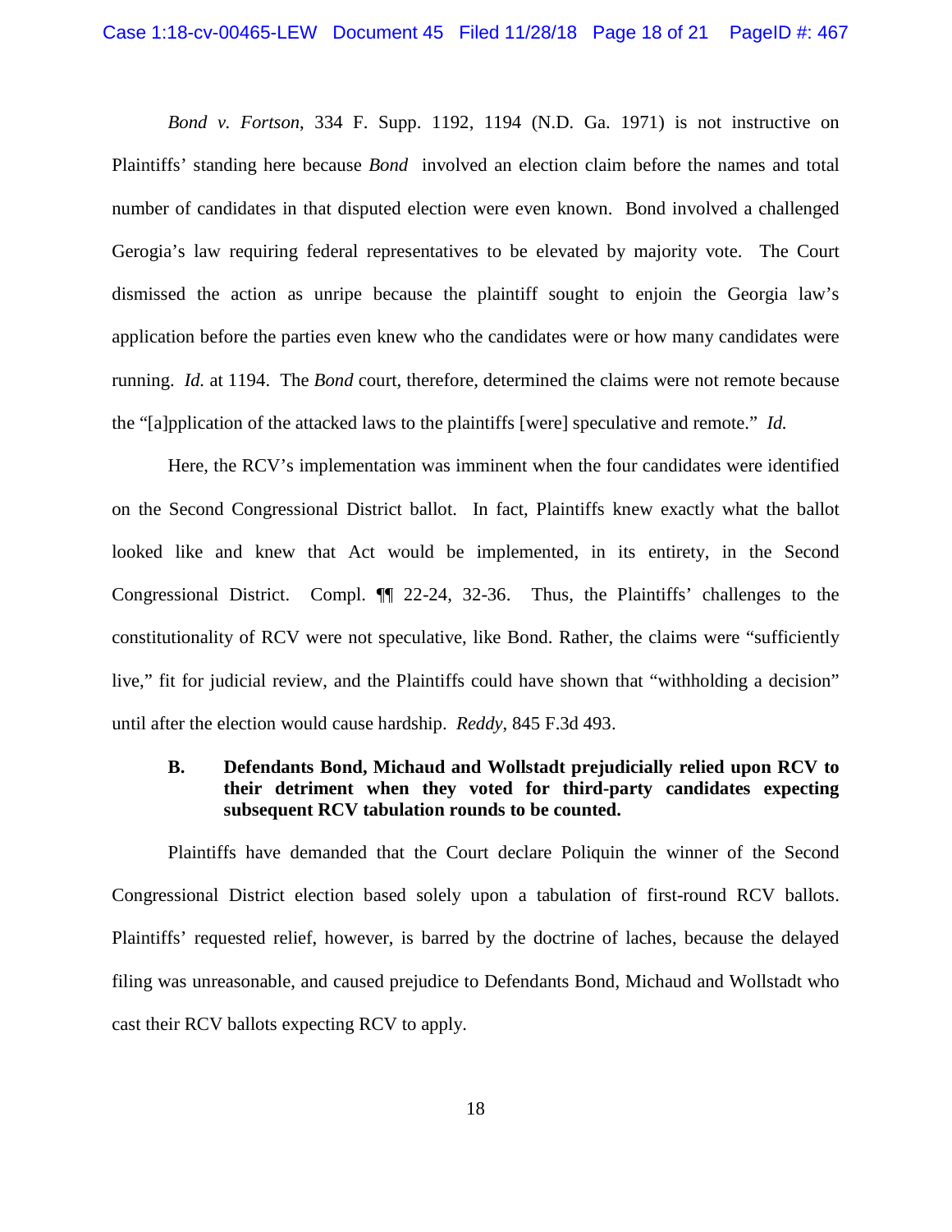*Bond v. Fortson*, 334 F. Supp. 1192, 1194 (N.D. Ga. 1971) is not instructive on Plaintiffs' standing here because *Bond* involved an election claim before the names and total number of candidates in that disputed election were even known. Bond involved a challenged Gerogia's law requiring federal representatives to be elevated by majority vote. The Court dismissed the action as unripe because the plaintiff sought to enjoin the Georgia law's application before the parties even knew who the candidates were or how many candidates were running. *Id.* at 1194. The *Bond* court, therefore, determined the claims were not remote because the "[a]pplication of the attacked laws to the plaintiffs [were] speculative and remote." *Id.*

Here, the RCV's implementation was imminent when the four candidates were identified on the Second Congressional District ballot. In fact, Plaintiffs knew exactly what the ballot looked like and knew that Act would be implemented, in its entirety, in the Second Congressional District. Compl. ¶¶ 22-24, 32-36. Thus, the Plaintiffs' challenges to the constitutionality of RCV were not speculative, like Bond. Rather, the claims were "sufficiently live," fit for judicial review, and the Plaintiffs could have shown that "withholding a decision" until after the election would cause hardship. *Reddy*, 845 F.3d 493.

**B. Defendants Bond, Michaud and Wollstadt prejudicially relied upon RCV to their detriment when they voted for third-party candidates expecting subsequent RCV tabulation rounds to be counted.**

Plaintiffs have demanded that the Court declare Poliquin the winner of the Second Congressional District election based solely upon a tabulation of first-round RCV ballots. Plaintiffs' requested relief, however, is barred by the doctrine of laches, because the delayed filing was unreasonable, and caused prejudice to Defendants Bond, Michaud and Wollstadt who cast their RCV ballots expecting RCV to apply.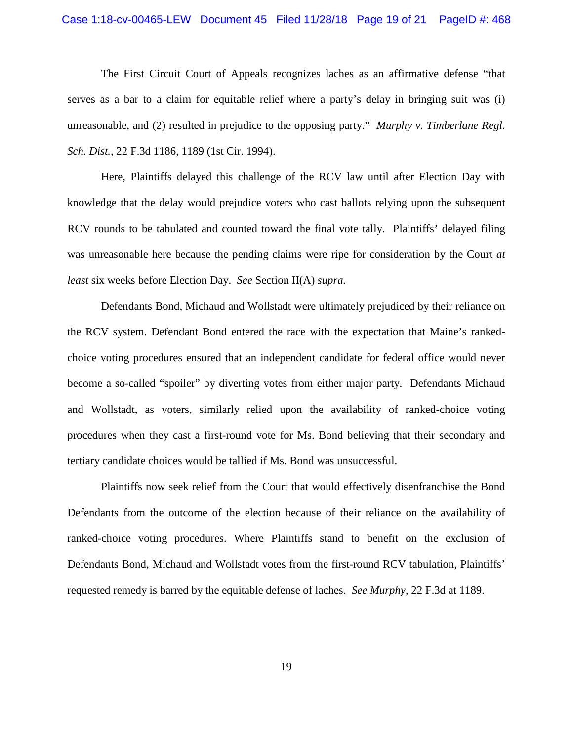The First Circuit Court of Appeals recognizes laches as an affirmative defense "that serves as a bar to a claim for equitable relief where a party's delay in bringing suit was (i) unreasonable, and (2) resulted in prejudice to the opposing party." *Murphy v. Timberlane Regl. Sch. Dist.*, 22 F.3d 1186, 1189 (1st Cir. 1994).

Here, Plaintiffs delayed this challenge of the RCV law until after Election Day with knowledge that the delay would prejudice voters who cast ballots relying upon the subsequent RCV rounds to be tabulated and counted toward the final vote tally. Plaintiffs' delayed filing was unreasonable here because the pending claims were ripe for consideration by the Court *at least* six weeks before Election Day. *See* Section II(A) *supra.*

Defendants Bond, Michaud and Wollstadt were ultimately prejudiced by their reliance on the RCV system. Defendant Bond entered the race with the expectation that Maine's ranked-choice voting procedures ensured that an independent candidate for federal office would never become a so-called "spoiler" by diverting votes from either major party. Defendants Michaud and Wollstadt, as voters, similarly relied upon the availability of ranked-choice voting procedures when they cast a first-round vote for Ms. Bond believing that their secondary and tertiary candidate choices would be tallied if Ms. Bond was unsuccessful.

Plaintiffs now seek relief from the Court that would effectively disenfranchise the Bond Defendants from the outcome of the election because of their reliance on the availability of ranked-choice voting procedures. Where Plaintiffs stand to benefit on the exclusion of Defendants Bond, Michaud and Wollstadt votes from the first-round RCV tabulation, Plaintiffs' requested remedy is barred by the equitable defense of laches. *See Murphy*, 22 F.3d at 1189.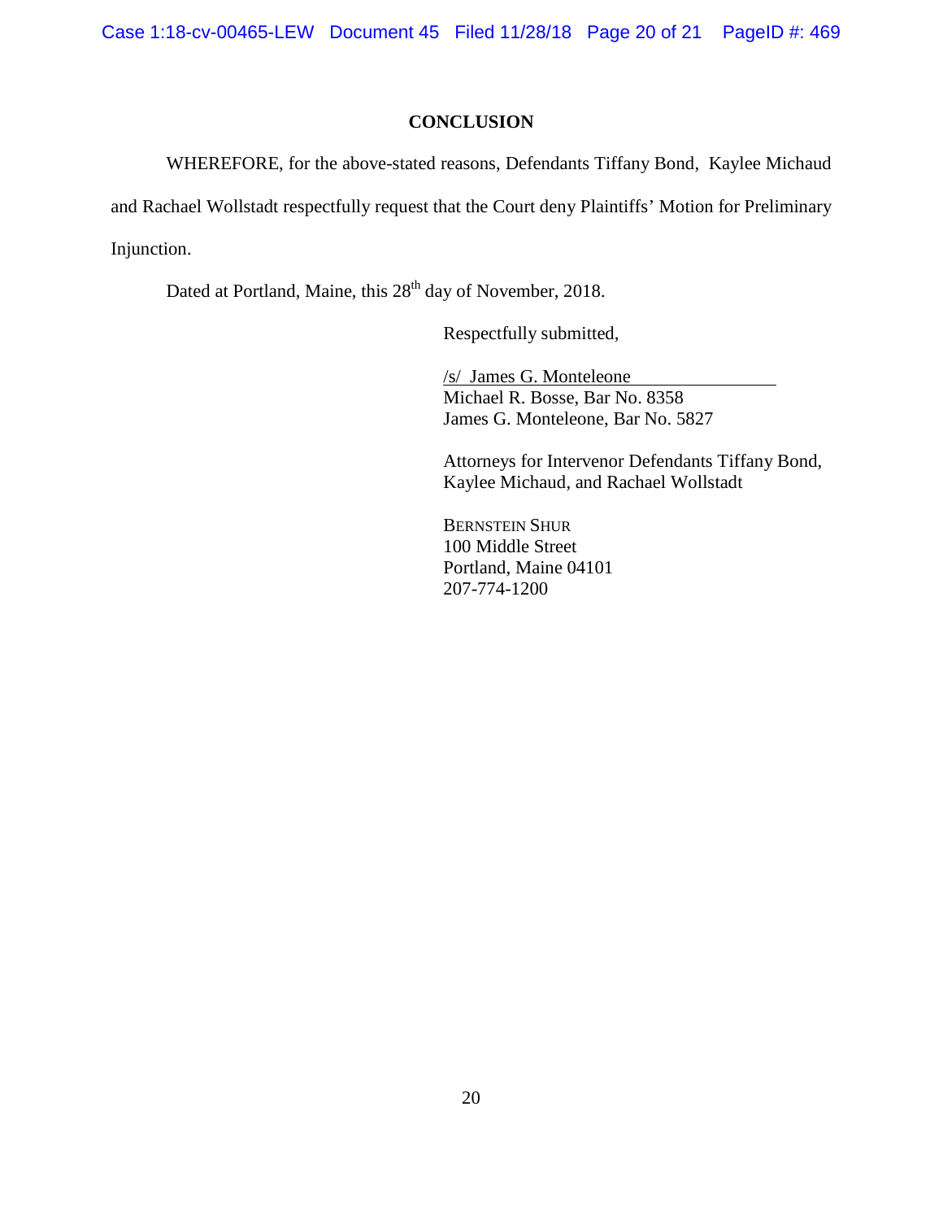## CONCLUSION

WHEREFORE, for the above-stated reasons, Defendants Tiffany Bond, Kaylee Michaud and Rachael Wollstadt respectfully request that the Court deny Plaintiffs' Motion for Preliminary Injunction.

Dated at Portland, Maine, this 28th day of November, 2018.

Respectfully submitted,

/s/ James G. Monteleone
Michael R. Bosse, Bar No. 8358
James G. Monteleone, Bar No. 5827

Attorneys for Intervenor Defendants Tiffany Bond, Kaylee Michaud, and Rachael Wollstadt

BERNSTEIN SHUR
100 Middle Street
Portland, Maine 04101
207-774-1200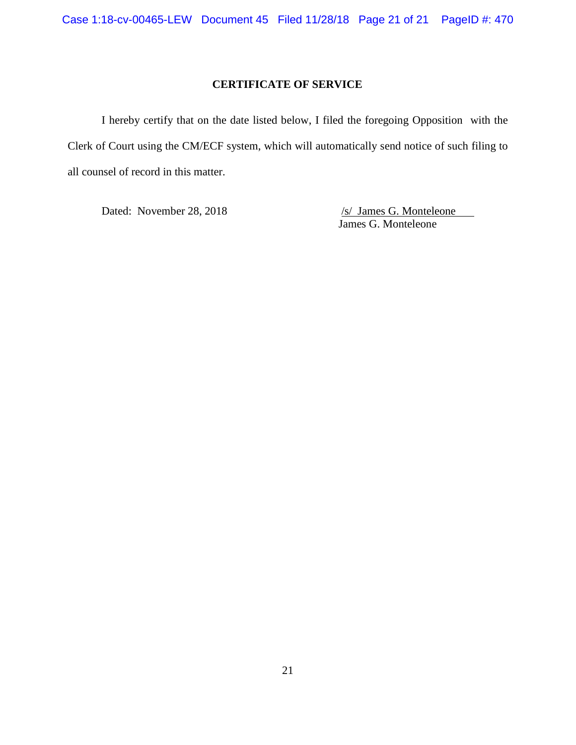## CERTIFICATE OF SERVICE

I hereby certify that on the date listed below, I filed the foregoing Opposition with the Clerk of Court using the CM/ECF system, which will automatically send notice of such filing to all counsel of record in this matter.

Dated: November 28, 2018

/s/ James G. Monteleone
James G. Monteleone